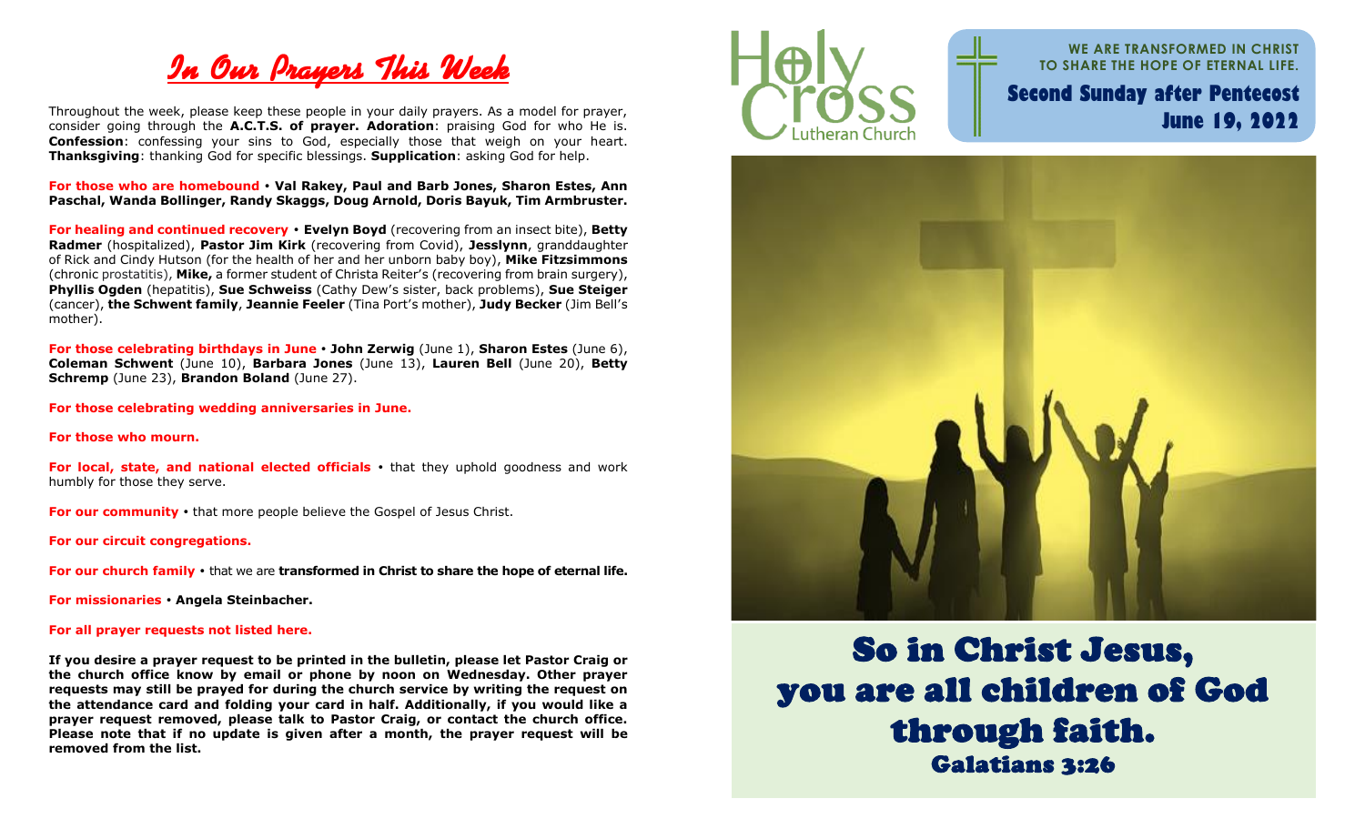# *In Our Prayers This Week*

Throughout the week, please keep these people in your daily prayers. As a model for prayer, consider going through the **A.C.T.S. of prayer. Adoration**: praising God for who He is. **Confession**: confessing your sins to God, especially those that weigh on your heart. **Thanksgiving**: thanking God for specific blessings. **Supplication**: asking God for help.

**For those who are homebound** • **Val Rakey, Paul and Barb Jones, Sharon Estes, Ann Paschal, Wanda Bollinger, Randy Skaggs, Doug Arnold, Doris Bayuk, Tim Armbruster.**

**For healing and continued recovery** • **Evelyn Boyd** (recovering from an insect bite), **Betty Radmer** (hospitalized), **Pastor Jim Kirk** (recovering from Covid), **Jesslynn**, granddaughter of Rick and Cindy Hutson (for the health of her and her unborn baby boy), **Mike Fitzsimmons** (chronic prostatitis), **Mike,** a former student of Christa Reiter's (recovering from brain surgery), **Phyllis Ogden** (hepatitis), **Sue Schweiss** (Cathy Dew's sister, back problems), **Sue Steiger** (cancer), **the Schwent family**, **Jeannie Feeler** (Tina Port's mother), **Judy Becker** (Jim Bell's mother).

**For those celebrating birthdays in June** • **John Zerwig** (June 1), **Sharon Estes** (June 6), **Coleman Schwent** (June 10), **Barbara Jones** (June 13), **Lauren Bell** (June 20), **Betty Schremp** (June 23), **Brandon Boland** (June 27).

**For those celebrating wedding anniversaries in June.**

**For those who mourn.**

**For local, state, and national elected officials** • that they uphold goodness and work humbly for those they serve.

**For our community** • that more people believe the Gospel of Jesus Christ.

**For our circuit congregations.**

**For our church family** • that we are **transformed in Christ to share the hope of eternal life.**

**For missionaries** • **Angela Steinbacher.**

**For all prayer requests not listed here.**

**If you desire a prayer request to be printed in the bulletin, please let Pastor Craig or the church office know by email or phone by noon on Wednesday. Other prayer requests may still be prayed for during the church service by writing the request on the attendance card and folding your card in half. Additionally, if you would like a prayer request removed, please talk to Pastor Craig, or contact the church office. Please note that if no update is given after a month, the prayer request will be removed from the list.**

Holy Cross Lutheran Church

**WE ARE TRANSFORMED IN CHRIST TO SHARE THE HOPE OF ETERNAL LIFE.**

## Second Sunday after Pentecost
## June 19, 2022

## So in Christ Jesus, you are all children of God through faith.
### Galatians 3:26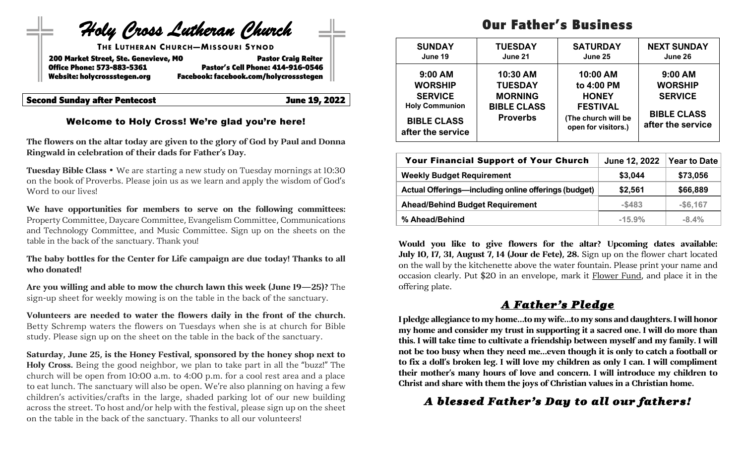# Holy Cross Lutheran Church

**THE LUTHERAN CHURCH—MISSOURI SYNOD**

**200 Market Street, Ste. Genevieve, MO** — **Pastor Craig Reiter**
**Office Phone: 573-883-5361** — **Pastor's Cell Phone: 414-916-0546**
**Website: holycrossstegen.org** — **Facebook: facebook.com/holycrossstegen**

**Second Sunday after Pentecost — June 19, 2022**

## Welcome to Holy Cross! We're glad you're here!

**The flowers on the altar today are given to the glory of God by Paul and Donna Ringwald in celebration of their dads for Father's Day.**

**Tuesday Bible Class •** We are starting a new study on Tuesday mornings at 10:30 on the book of Proverbs. Please join us as we learn and apply the wisdom of God's Word to our lives!

**We have opportunities for members to serve on the following committees:** Property Committee, Daycare Committee, Evangelism Committee, Communications and Technology Committee, and Music Committee. Sign up on the sheets on the table in the back of the sanctuary. Thank you!

**The baby bottles for the Center for Life campaign are due today! Thanks to all who donated!**

**Are you willing and able to mow the church lawn this week (June 19—25)?** The sign-up sheet for weekly mowing is on the table in the back of the sanctuary.

**Volunteers are needed to water the flowers daily in the front of the church.** Betty Schremp waters the flowers on Tuesdays when she is at church for Bible study. Please sign up on the sheet on the table in the back of the sanctuary.

**Saturday, June 25, is the Honey Festival, sponsored by the honey shop next to Holy Cross.** Being the good neighbor, we plan to take part in all the "buzz!" The church will be open from 10:00 a.m. to 4:00 p.m. for a cool rest area and a place to eat lunch. The sanctuary will also be open. We're also planning on having a few children's activities/crafts in the large, shaded parking lot of our new building across the street. To host and/or help with the festival, please sign up on the sheet on the table in the back of the sanctuary. Thanks to all our volunteers!

## Our Father's Business

| SUNDAY June 19 | TUESDAY June 21 | SATURDAY June 25 | NEXT SUNDAY June 26 |
|---|---|---|---|
| 9:00 AM WORSHIP SERVICE Holy Communion<br>BIBLE CLASS after the service | 10:30 AM TUESDAY MORNING BIBLE CLASS Proverbs | 10:00 AM to 4:00 PM HONEY FESTIVAL (The church will be open for visitors.) | 9:00 AM WORSHIP SERVICE<br>BIBLE CLASS after the service |

| Your Financial Support of Your Church | June 12, 2022 | Year to Date |
|---|---|---|
| Weekly Budget Requirement | $3,044 | $73,056 |
| Actual Offerings—including online offerings (budget) | $2,561 | $66,889 |
| Ahead/Behind Budget Requirement | -$483 | -$6,167 |
| % Ahead/Behind | -15.9% | -8.4% |

**Would you like to give flowers for the altar? Upcoming dates available: July 10, 17, 31, August 7, 14 (Jour de Fete), 28.** Sign up on the flower chart located on the wall by the kitchenette above the water fountain. Please print your name and occasion clearly. Put $20 in an envelope, mark it Flower Fund, and place it in the offering plate.

## *A Father's Pledge*

**I pledge allegiance to my home…to my wife…to my sons and daughters. I will honor my home and consider my trust in supporting it a sacred one. I will do more than this. I will take time to cultivate a friendship between myself and my family. I will not be too busy when they need me…even though it is only to catch a football or to fix a doll's broken leg. I will love my children as only I can. I will compliment their mother's many hours of love and concern. I will introduce my children to Christ and share with them the joys of Christian values in a Christian home.**

## *A blessed Father's Day to all our fathers!*